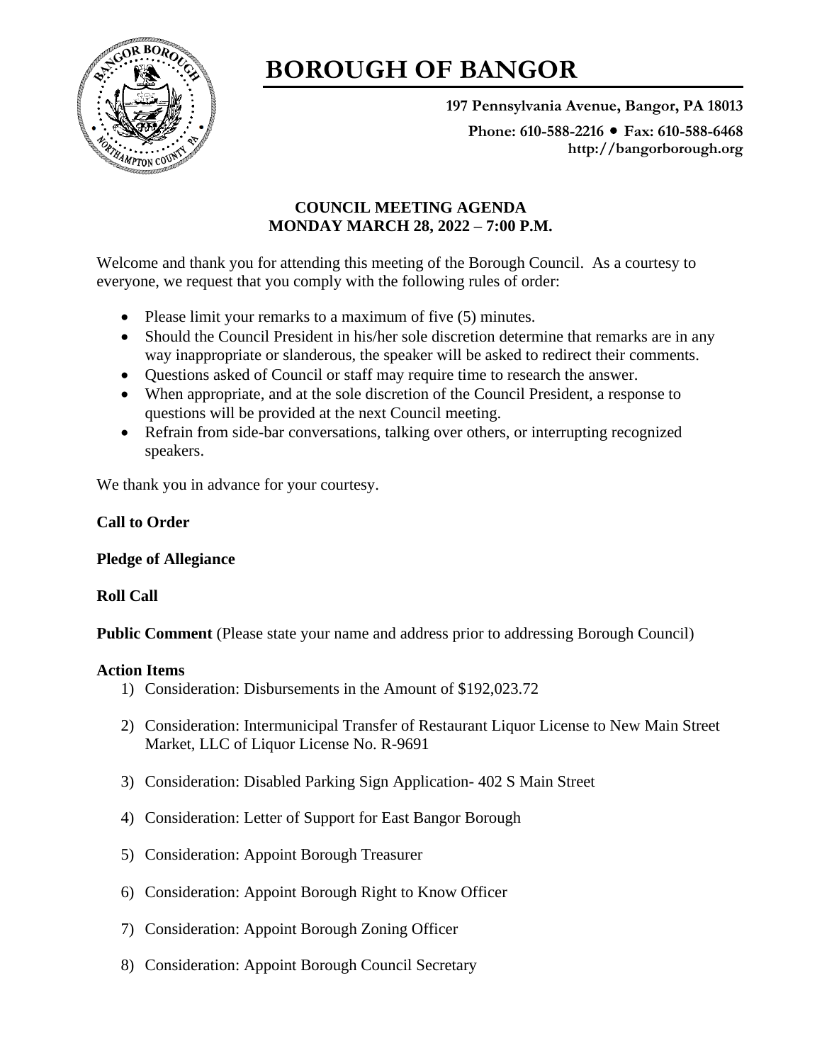# BOROUGH OF BANGOR

**197 Pennsylvania Avenue, Bangor, PA 18013**

**Phone: 610-588-2216 • Fax: 610-588-6468**
**http://bangorborough.org**

**COUNCIL MEETING AGENDA**
**MONDAY MARCH 28, 2022 – 7:00 P.M.**

Welcome and thank you for attending this meeting of the Borough Council. As a courtesy to everyone, we request that you comply with the following rules of order:

- Please limit your remarks to a maximum of five (5) minutes.
- Should the Council President in his/her sole discretion determine that remarks are in any way inappropriate or slanderous, the speaker will be asked to redirect their comments.
- Questions asked of Council or staff may require time to research the answer.
- When appropriate, and at the sole discretion of the Council President, a response to questions will be provided at the next Council meeting.
- Refrain from side-bar conversations, talking over others, or interrupting recognized speakers.

We thank you in advance for your courtesy.

**Call to Order**

**Pledge of Allegiance**

**Roll Call**

**Public Comment** (Please state your name and address prior to addressing Borough Council)

**Action Items**

1) Consideration: Disbursements in the Amount of $192,023.72
2) Consideration: Intermunicipal Transfer of Restaurant Liquor License to New Main Street Market, LLC of Liquor License No. R-9691
3) Consideration: Disabled Parking Sign Application- 402 S Main Street
4) Consideration: Letter of Support for East Bangor Borough
5) Consideration: Appoint Borough Treasurer
6) Consideration: Appoint Borough Right to Know Officer
7) Consideration: Appoint Borough Zoning Officer
8) Consideration: Appoint Borough Council Secretary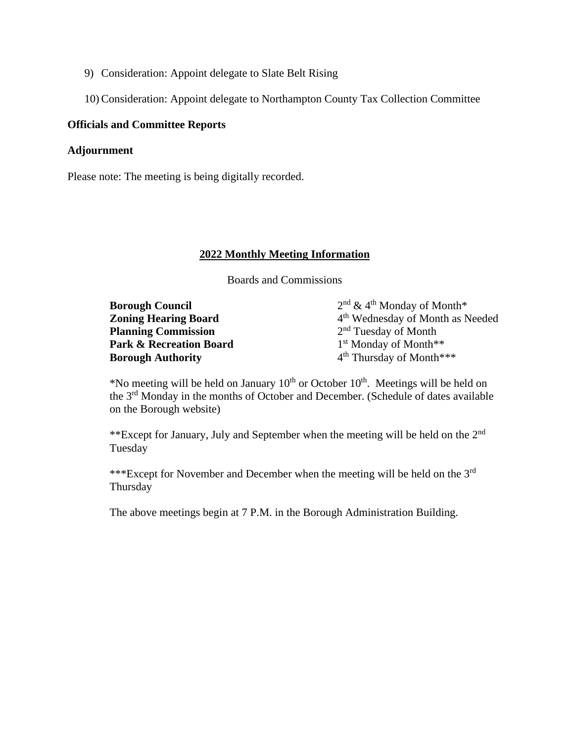9) Consideration: Appoint delegate to Slate Belt Rising

10) Consideration: Appoint delegate to Northampton County Tax Collection Committee

**Officials and Committee Reports**

**Adjournment**

Please note: The meeting is being digitally recorded.

**2022 Monthly Meeting Information**

Boards and Commissions

| | |
|---|---|
| **Borough Council** | 2nd & 4th Monday of Month* |
| **Zoning Hearing Board** | 4th Wednesday of Month as Needed |
| **Planning Commission** | 2nd Tuesday of Month |
| **Park & Recreation Board** | 1st Monday of Month** |
| **Borough Authority** | 4th Thursday of Month*** |

*No meeting will be held on January 10th or October 10th. Meetings will be held on the 3rd Monday in the months of October and December. (Schedule of dates available on the Borough website)

**Except for January, July and September when the meeting will be held on the 2nd Tuesday

***Except for November and December when the meeting will be held on the 3rd Thursday

The above meetings begin at 7 P.M. in the Borough Administration Building.